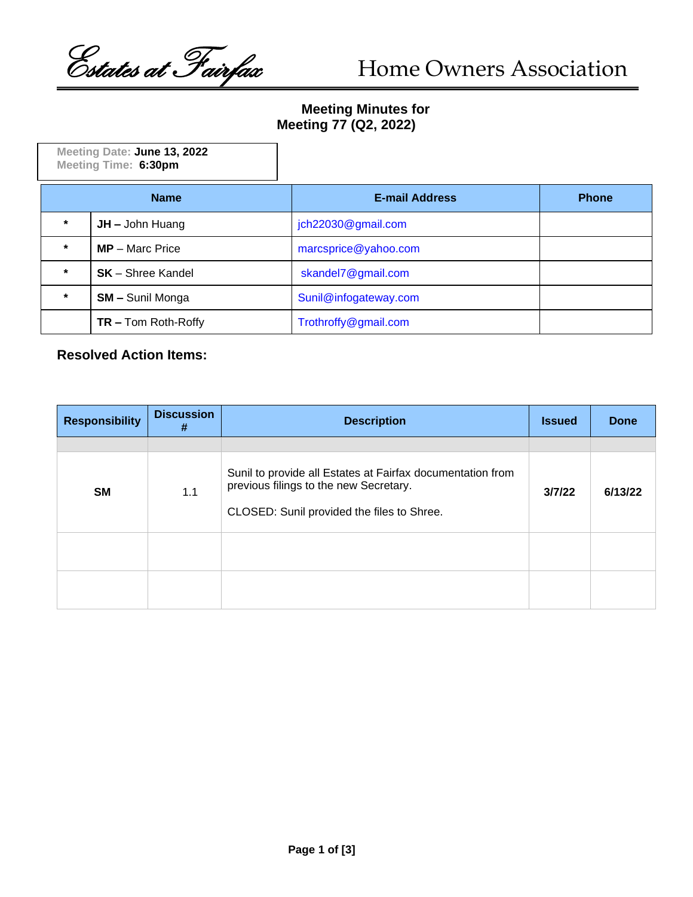Estates at Fairfax — Home Owners Association

**Meeting Minutes for**
**Meeting 77 (Q2, 2022)**

Meeting Date: **June 13, 2022**
Meeting Time: **6:30pm**

| | Name | E-mail Address | Phone |
|---|---|---|---|
| * | **JH –** John Huang | jch22030@gmail.com | |
| * | **MP** – Marc Price | marcsprice@yahoo.com | |
| * | **SK** – Shree Kandel | skandel7@gmail.com | |
| * | **SM –** Sunil Monga | Sunil@infogateway.com | |
| | **TR –** Tom Roth-Roffy | Trothroffy@gmail.com | |

### Resolved Action Items:

| Responsibility | Discussion # | Description | Issued | Done |
|---|---|---|---|---|
| | | | | |
| **SM** | 1.1 | Sunil to provide all Estates at Fairfax documentation from previous filings to the new Secretary.<br><br>CLOSED: Sunil provided the files to Shree. | **3/7/22** | **6/13/22** |
| | | | | |
| | | | | |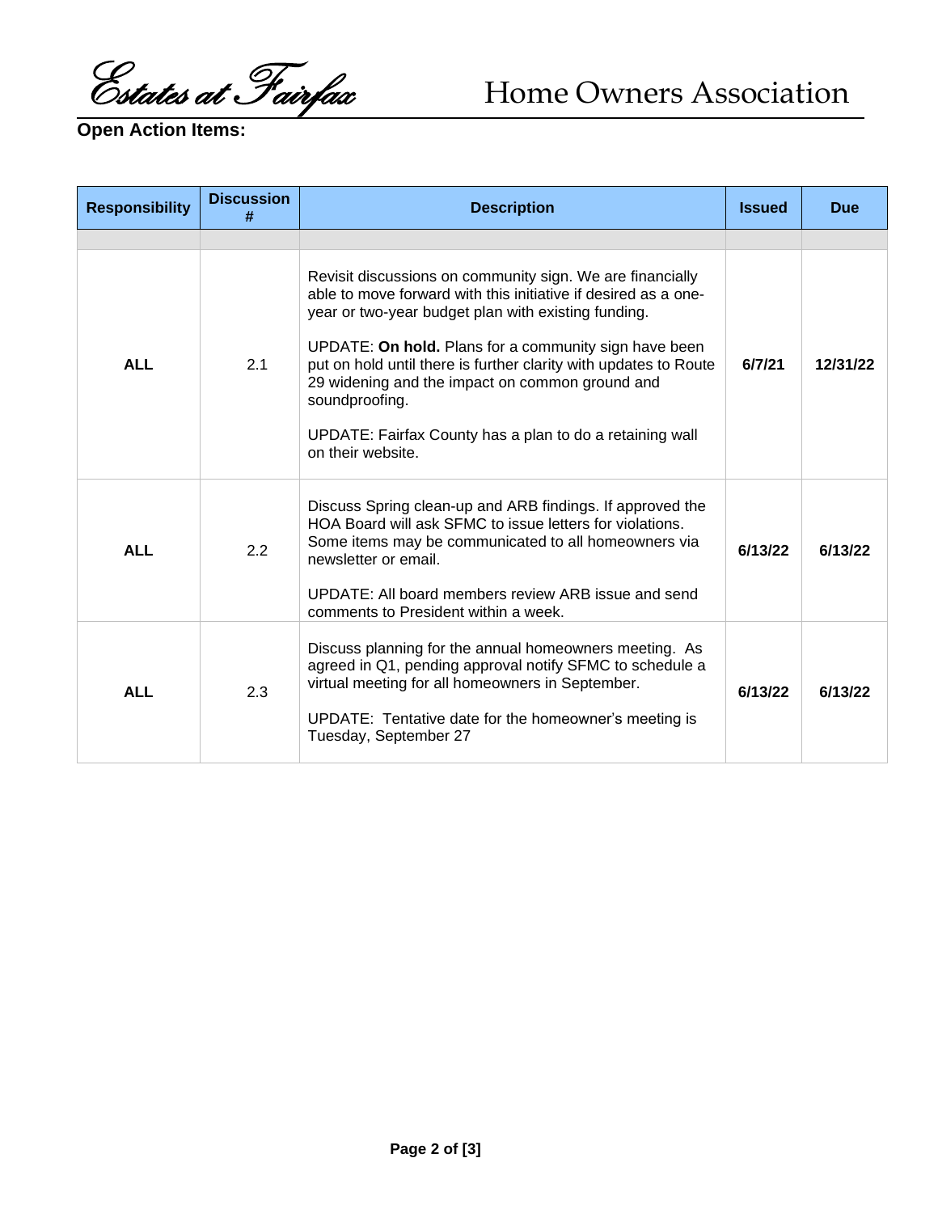Estates at Fairfax — Home Owners Association

**Open Action Items:**

| Responsibility | Discussion # | Description | Issued | Due |
|---|---|---|---|---|
| | | | | |
| **ALL** | 2.1 | Revisit discussions on community sign. We are financially able to move forward with this initiative if desired as a one-year or two-year budget plan with existing funding.<br><br>UPDATE: **On hold.** Plans for a community sign have been put on hold until there is further clarity with updates to Route 29 widening and the impact on common ground and soundproofing.<br><br>UPDATE: Fairfax County has a plan to do a retaining wall on their website. | **6/7/21** | **12/31/22** |
| **ALL** | 2.2 | Discuss Spring clean-up and ARB findings. If approved the HOA Board will ask SFMC to issue letters for violations. Some items may be communicated to all homeowners via newsletter or email.<br><br>UPDATE: All board members review ARB issue and send comments to President within a week. | **6/13/22** | **6/13/22** |
| **ALL** | 2.3 | Discuss planning for the annual homeowners meeting. As agreed in Q1, pending approval notify SFMC to schedule a virtual meeting for all homeowners in September.<br><br>UPDATE: Tentative date for the homeowner's meeting is Tuesday, September 27 | **6/13/22** | **6/13/22** |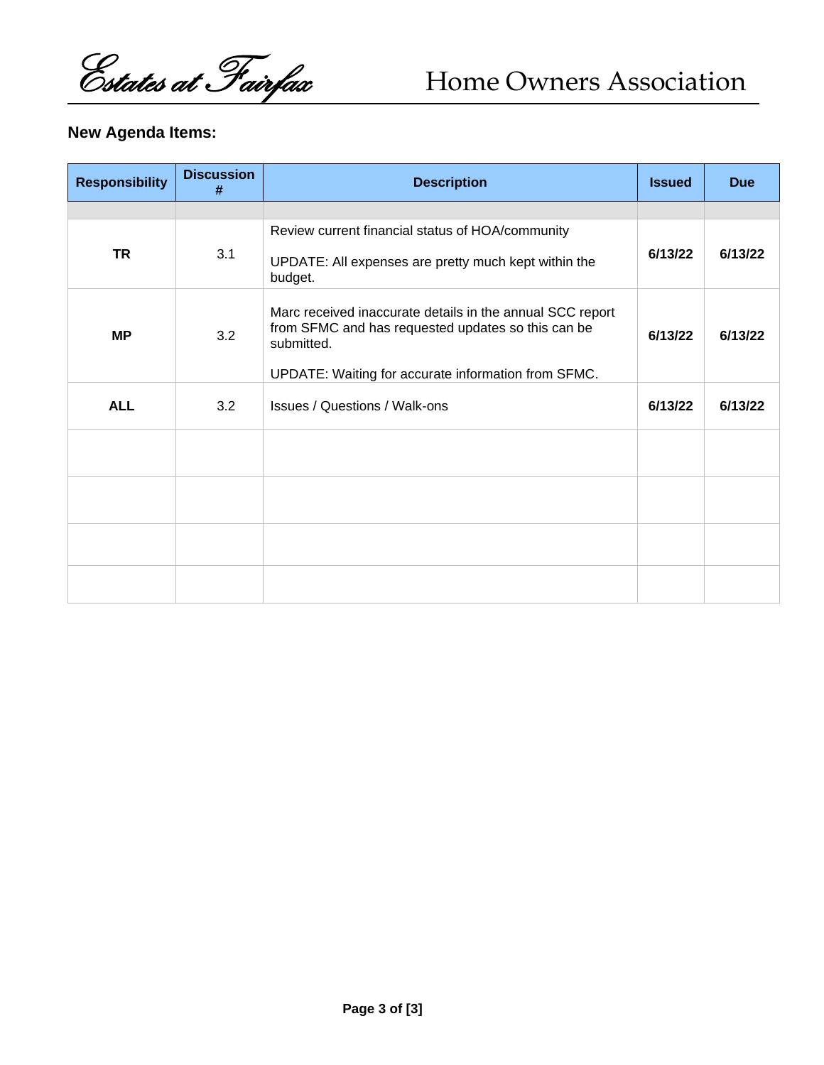## New Agenda Items:

| Responsibility | Discussion # | Description | Issued | Due |
|---|---|---|---|---|
| | | | | |
| **TR** | 3.1 | Review current financial status of HOA/community<br><br>UPDATE: All expenses are pretty much kept within the budget. | **6/13/22** | **6/13/22** |
| **MP** | 3.2 | Marc received inaccurate details in the annual SCC report from SFMC and has requested updates so this can be submitted.<br><br>UPDATE: Waiting for accurate information from SFMC. | **6/13/22** | **6/13/22** |
| **ALL** | 3.2 | Issues / Questions / Walk-ons | **6/13/22** | **6/13/22** |
| | | | | |
| | | | | |
| | | | | |
| | | | | |